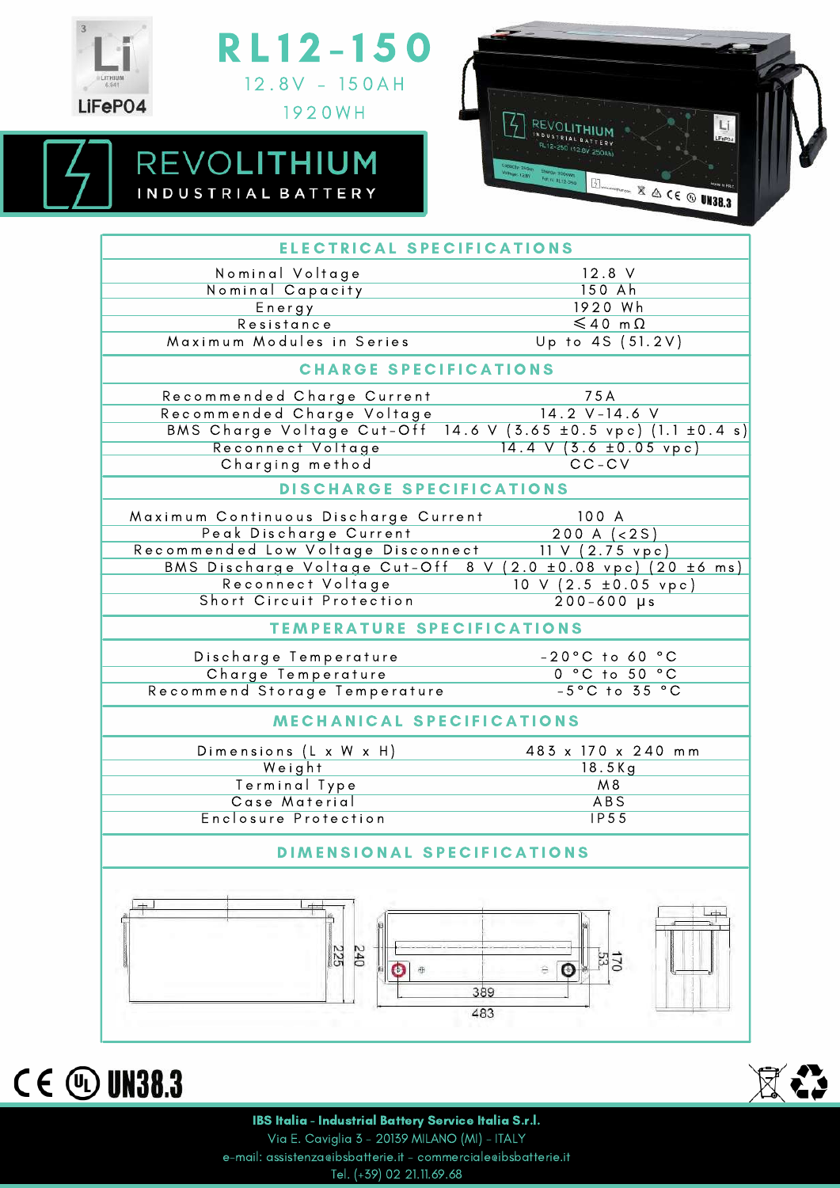LiFePO4

# RL12-150

12.8V - 150AH

1920WH

**REVOLITHIUM**
INDUSTRIAL BATTERY

## ELECTRICAL SPECIFICATIONS

| | |
|---|---|
| Nominal Voltage | 12.8 V |
| Nominal Capacity | 150 Ah |
| Energy | 1920 Wh |
| Resistance | ⩽40 mΩ |
| Maximum Modules in Series | Up to 4S (51.2V) |

## CHARGE SPECIFICATIONS

| | |
|---|---|
| Recommended Charge Current | 75A |
| Recommended Charge Voltage | 14.2 V-14.6 V |
| BMS Charge Voltage Cut-Off | 14.6 V (3.65 ±0.5 vpc) (1.1 ±0.4 s) |
| Reconnect Voltage | 14.4 V (3.6 ±0.05 vpc) |
| Charging method | CC-CV |

## DISCHARGE SPECIFICATIONS

| | |
|---|---|
| Maximum Continuous Discharge Current | 100 A |
| Peak Discharge Current | 200 A (<2S) |
| Recommended Low Voltage Disconnect | 11 V (2.75 vpc) |
| BMS Discharge Voltage Cut-Off | 8 V (2.0 ±0.08 vpc) (20 ±6 ms) |
| Reconnect Voltage | 10 V (2.5 ±0.05 vpc) |
| Short Circuit Protection | 200-600 µs |

## TEMPERATURE SPECIFICATIONS

| | |
|---|---|
| Discharge Temperature | -20°C to 60 °C |
| Charge Temperature | 0 °C to 50 °C |
| Recommend Storage Temperature | -5°C to 35 °C |

## MECHANICAL SPECIFICATIONS

| | |
|---|---|
| Dimensions (L x W x H) | 483 x 170 x 240 mm |
| Weight | 18.5Kg |
| Terminal Type | M8 |
| Case Material | ABS |
| Enclosure Protection | IP55 |

## DIMENSIONAL SPECIFICATIONS

225 240 389 483 170 53

CE UL UN38.3

**IBS Italia - Industrial Battery Service Italia S.r.l.**
Via E. Caviglia 3 - 20139 MILANO (MI) - ITALY
e-mail: assistenza@ibsbatterie.it - commerciale@ibsbatterie.it
Tel. (+39) 02 21.11.69.68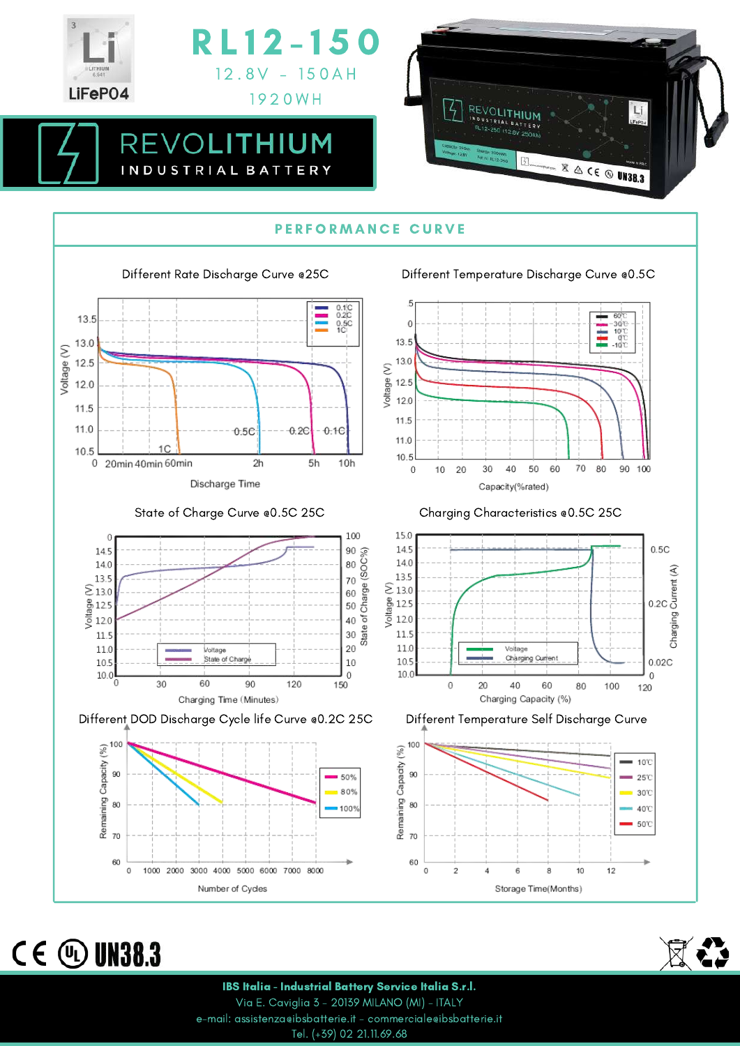# RL12-150

12.8V - 150AH

1920WH

REVOLITHIUM

INDUSTRIAL BATTERY

LiFePO4

## PERFORMANCE CURVE

### Different Rate Discharge Curve @25C

Voltage (V)

13.5
13.0
12.5
12.0
11.5
11.0
10.5

0 20min 40min 60min 2h 5h 10h

Discharge Time

0.1C
0.2C
0.5C
1C

### Different Temperature Discharge Curve @0.5C

Voltage (V)

13.5
13.0
12.5
12.0
11.5
11.0
10.5

0 10 20 30 40 50 60 70 80 90 100

Capacity(%rated)

60℃
30℃
10℃
0℃
-10℃

### State of Charge Curve @0.5C 25C

Voltage (V)

14.5
14.0
13.5
13.0
12.5
12.0
11.5
11.0
10.5
10.0

State of Charge (SOC%)

100
90
80
70
60
50
40
30
20
10
0

0 30 60 90 120 150

Charging Time (Minutes)

Voltage
State of Charge

### Charging Characteristics @0.5C 25C

Voltage (V)

15.0
14.5
14.0
13.5
13.0
12.5
12.0
11.5
11.0
10.5
10.0

Charging Current (A)

0.5C
0.2C
0.02C
0

0 20 40 60 80 100 120

Charging Capacity (%)

Voltage
Charging Current

### Different DOD Discharge Cycle life Curve @0.2C 25C

Remaining Capacity (%)

100
90
80
70
60

0 1000 2000 3000 4000 5000 6000 7000 8000

Number of Cycles

50%
80%
100%

### Different Temperature Self Discharge Curve

Remaining Capacity (%)

100
90
80
70
60

0 2 4 6 8 10 12

Storage Time(Months)

10℃
25℃
30℃
40℃
50℃

CE UL UN38.3

**IBS Italia - Industrial Battery Service Italia S.r.l.**

Via E. Caviglia 3 - 20139 MILANO (MI) - ITALY

e-mail: assistenza@ibsbatterie.it - commerciale@ibsbatterie.it

Tel. (+39) 02 21.11.69.68